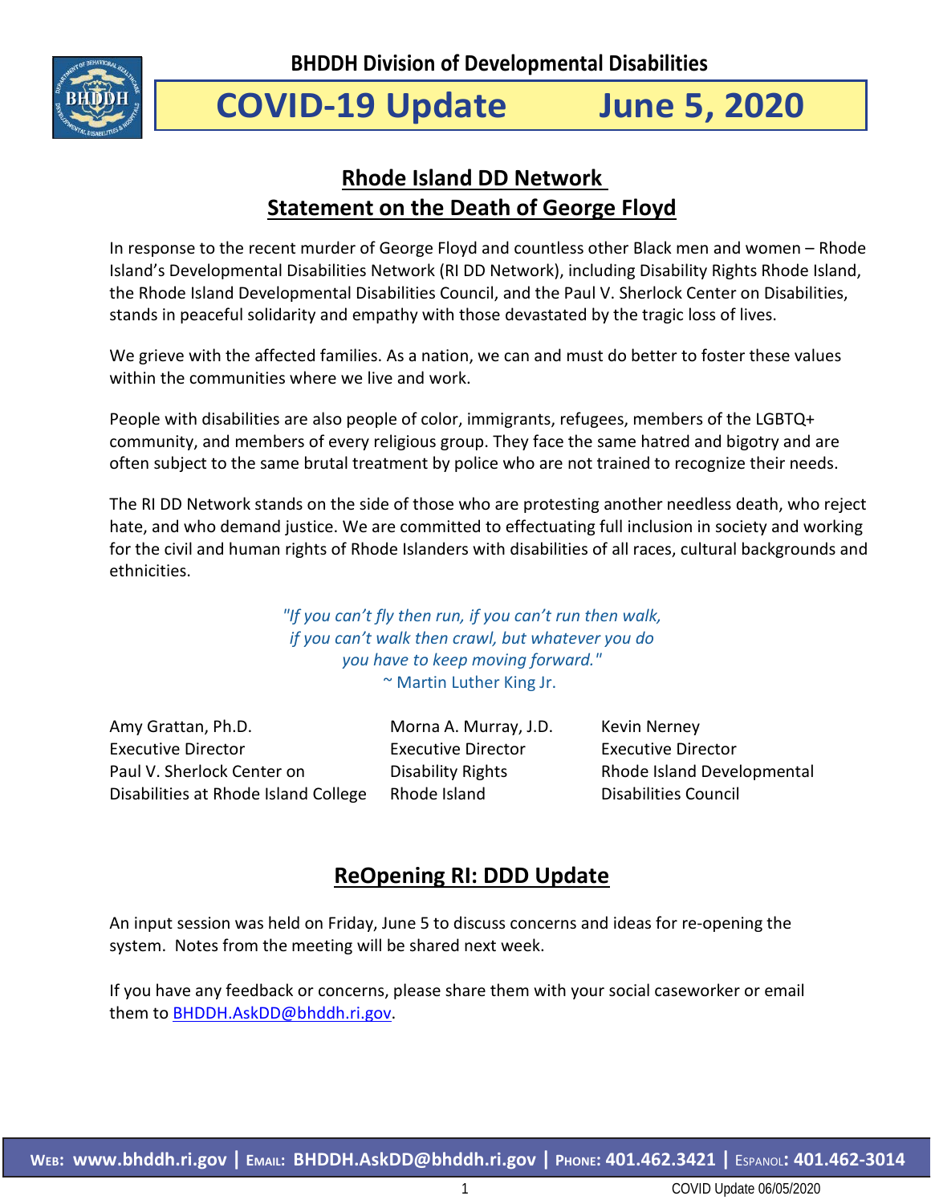BHDDH Division of Developmental Disabilities

# COVID-19 Update June 5, 2020

## Rhode Island DD Network
## Statement on the Death of George Floyd

In response to the recent murder of George Floyd and countless other Black men and women – Rhode Island's Developmental Disabilities Network (RI DD Network), including Disability Rights Rhode Island, the Rhode Island Developmental Disabilities Council, and the Paul V. Sherlock Center on Disabilities, stands in peaceful solidarity and empathy with those devastated by the tragic loss of lives.

We grieve with the affected families. As a nation, we can and must do better to foster these values within the communities where we live and work.

People with disabilities are also people of color, immigrants, refugees, members of the LGBTQ+ community, and members of every religious group. They face the same hatred and bigotry and are often subject to the same brutal treatment by police who are not trained to recognize their needs.

The RI DD Network stands on the side of those who are protesting another needless death, who reject hate, and who demand justice. We are committed to effectuating full inclusion in society and working for the civil and human rights of Rhode Islanders with disabilities of all races, cultural backgrounds and ethnicities.

*"If you can't fly then run, if you can't run then walk,*
*if you can't walk then crawl, but whatever you do*
*you have to keep moving forward."*
~ Martin Luther King Jr.

Amy Grattan, Ph.D.
Executive Director
Paul V. Sherlock Center on Disabilities at Rhode Island College

Morna A. Murray, J.D.
Executive Director
Disability Rights Rhode Island

Kevin Nerney
Executive Director
Rhode Island Developmental Disabilities Council

## ReOpening RI: DDD Update

An input session was held on Friday, June 5 to discuss concerns and ideas for re-opening the system. Notes from the meeting will be shared next week.

If you have any feedback or concerns, please share them with your social caseworker or email them to BHDDH.AskDD@bhddh.ri.gov.

**Web: www.bhddh.ri.gov | Email: BHDDH.AskDD@bhddh.ri.gov | Phone: 401.462.3421 | Espanol: 401.462-3014**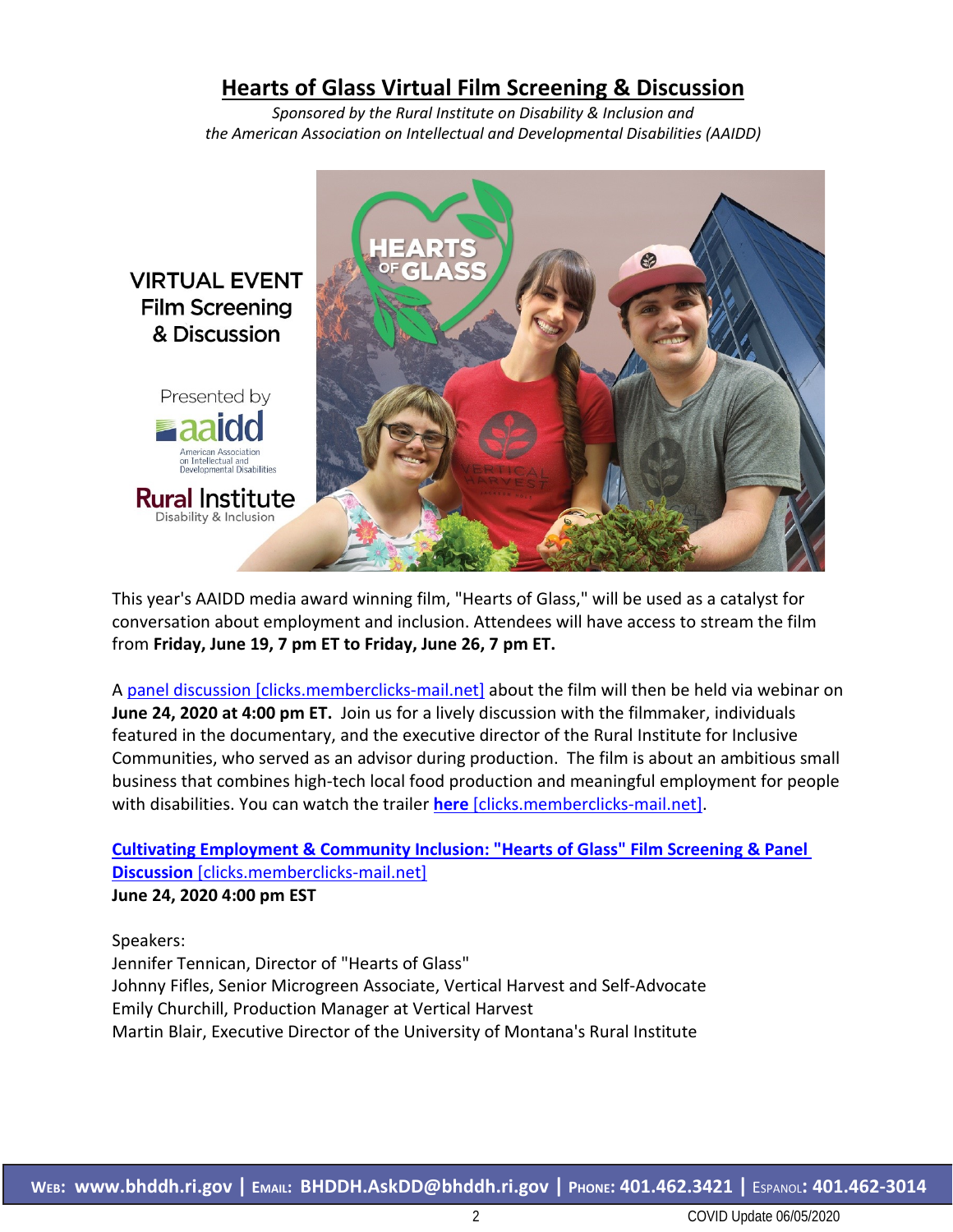# Hearts of Glass Virtual Film Screening & Discussion

*Sponsored by the Rural Institute on Disability & Inclusion and the American Association on Intellectual and Developmental Disabilities (AAIDD)*

VIRTUAL EVENT
Film Screening
& Discussion

Presented by
aaidd
American Association on Intellectual and Developmental Disabilities

Rural Institute
Disability & Inclusion

This year's AAIDD media award winning film, "Hearts of Glass," will be used as a catalyst for conversation about employment and inclusion. Attendees will have access to stream the film from **Friday, June 19, 7 pm ET to Friday, June 26, 7 pm ET.**

A panel discussion [clicks.memberclicks-mail.net] about the film will then be held via webinar on **June 24, 2020 at 4:00 pm ET.** Join us for a lively discussion with the filmmaker, individuals featured in the documentary, and the executive director of the Rural Institute for Inclusive Communities, who served as an advisor during production. The film is about an ambitious small business that combines high-tech local food production and meaningful employment for people with disabilities. You can watch the trailer **here** [clicks.memberclicks-mail.net].

**Cultivating Employment & Community Inclusion: "Hearts of Glass" Film Screening & Panel Discussion** [clicks.memberclicks-mail.net]
**June 24, 2020 4:00 pm EST**

Speakers:
Jennifer Tennican, Director of "Hearts of Glass"
Johnny Fifles, Senior Microgreen Associate, Vertical Harvest and Self-Advocate
Emily Churchill, Production Manager at Vertical Harvest
Martin Blair, Executive Director of the University of Montana's Rural Institute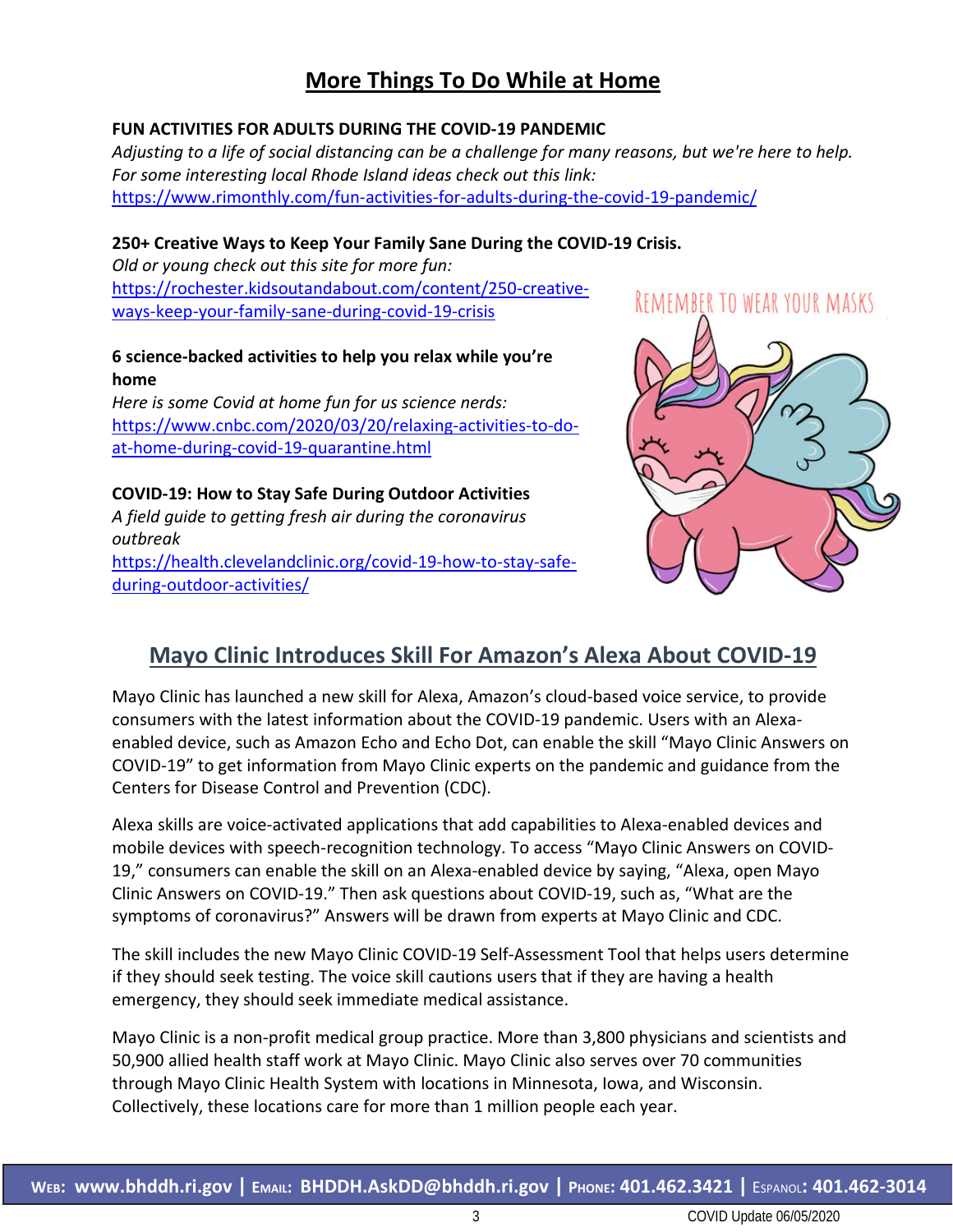# More Things To Do While at Home

**FUN ACTIVITIES FOR ADULTS DURING THE COVID-19 PANDEMIC**

*Adjusting to a life of social distancing can be a challenge for many reasons, but we're here to help. For some interesting local Rhode Island ideas check out this link:*
https://www.rimonthly.com/fun-activities-for-adults-during-the-covid-19-pandemic/

**250+ Creative Ways to Keep Your Family Sane During the COVID-19 Crisis.**

*Old or young check out this site for more fun:*
https://rochester.kidsoutandabout.com/content/250-creative-ways-keep-your-family-sane-during-covid-19-crisis

**6 science-backed activities to help you relax while you're home**

*Here is some Covid at home fun for us science nerds:*
https://www.cnbc.com/2020/03/20/relaxing-activities-to-do-at-home-during-covid-19-quarantine.html

**COVID-19: How to Stay Safe During Outdoor Activities**

*A field guide to getting fresh air during the coronavirus outbreak*
https://health.clevelandclinic.org/covid-19-how-to-stay-safe-during-outdoor-activities/

REMEMBER TO WEAR YOUR MASKS

## Mayo Clinic Introduces Skill For Amazon's Alexa About COVID-19

Mayo Clinic has launched a new skill for Alexa, Amazon's cloud-based voice service, to provide consumers with the latest information about the COVID-19 pandemic. Users with an Alexa-enabled device, such as Amazon Echo and Echo Dot, can enable the skill "Mayo Clinic Answers on COVID-19" to get information from Mayo Clinic experts on the pandemic and guidance from the Centers for Disease Control and Prevention (CDC).

Alexa skills are voice-activated applications that add capabilities to Alexa-enabled devices and mobile devices with speech-recognition technology. To access "Mayo Clinic Answers on COVID-19," consumers can enable the skill on an Alexa-enabled device by saying, "Alexa, open Mayo Clinic Answers on COVID-19." Then ask questions about COVID-19, such as, "What are the symptoms of coronavirus?" Answers will be drawn from experts at Mayo Clinic and CDC.

The skill includes the new Mayo Clinic COVID-19 Self-Assessment Tool that helps users determine if they should seek testing. The voice skill cautions users that if they are having a health emergency, they should seek immediate medical assistance.

Mayo Clinic is a non-profit medical group practice. More than 3,800 physicians and scientists and 50,900 allied health staff work at Mayo Clinic. Mayo Clinic also serves over 70 communities through Mayo Clinic Health System with locations in Minnesota, Iowa, and Wisconsin. Collectively, these locations care for more than 1 million people each year.

**WEB: www.bhddh.ri.gov | EMAIL: BHDDH.AskDD@bhddh.ri.gov | PHONE: 401.462.3421 | ESPANOL: 401.462-3014**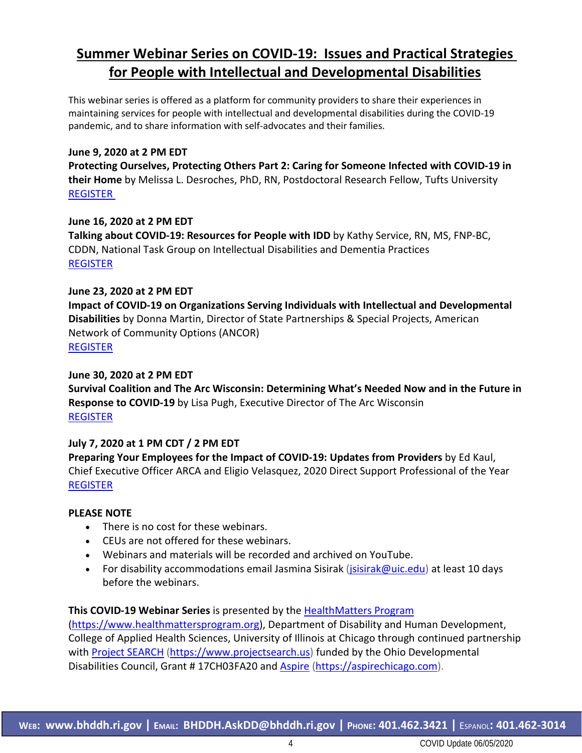# Summer Webinar Series on COVID-19: Issues and Practical Strategies for People with Intellectual and Developmental Disabilities

This webinar series is offered as a platform for community providers to share their experiences in maintaining services for people with intellectual and developmental disabilities during the COVID-19 pandemic, and to share information with self-advocates and their families.

**June 9, 2020 at 2 PM EDT**
**Protecting Ourselves, Protecting Others Part 2: Caring for Someone Infected with COVID-19 in their Home** by Melissa L. Desroches, PhD, RN, Postdoctoral Research Fellow, Tufts University
REGISTER

**June 16, 2020 at 2 PM EDT**
**Talking about COVID-19: Resources for People with IDD** by Kathy Service, RN, MS, FNP-BC, CDDN, National Task Group on Intellectual Disabilities and Dementia Practices
REGISTER

**June 23, 2020 at 2 PM EDT**
**Impact of COVID-19 on Organizations Serving Individuals with Intellectual and Developmental Disabilities** by Donna Martin, Director of State Partnerships & Special Projects, American Network of Community Options (ANCOR)
REGISTER

**June 30, 2020 at 2 PM EDT**
**Survival Coalition and The Arc Wisconsin: Determining What's Needed Now and in the Future in Response to COVID-19** by Lisa Pugh, Executive Director of The Arc Wisconsin
REGISTER

**July 7, 2020 at 1 PM CDT / 2 PM EDT**
**Preparing Your Employees for the Impact of COVID-19: Updates from Providers** by Ed Kaul, Chief Executive Officer ARCA and Eligio Velasquez, 2020 Direct Support Professional of the Year
REGISTER

**PLEASE NOTE**

- There is no cost for these webinars.
- CEUs are not offered for these webinars.
- Webinars and materials will be recorded and archived on YouTube.
- For disability accommodations email Jasmina Sisirak (jsisirak@uic.edu) at least 10 days before the webinars.

**This COVID-19 Webinar Series** is presented by the HealthMatters Program (https://www.healthmattersprogram.org), Department of Disability and Human Development, College of Applied Health Sciences, University of Illinois at Chicago through continued partnership with Project SEARCH (https://www.projectsearch.us) funded by the Ohio Developmental Disabilities Council, Grant # 17CH03FA20 and Aspire (https://aspirechicago.com).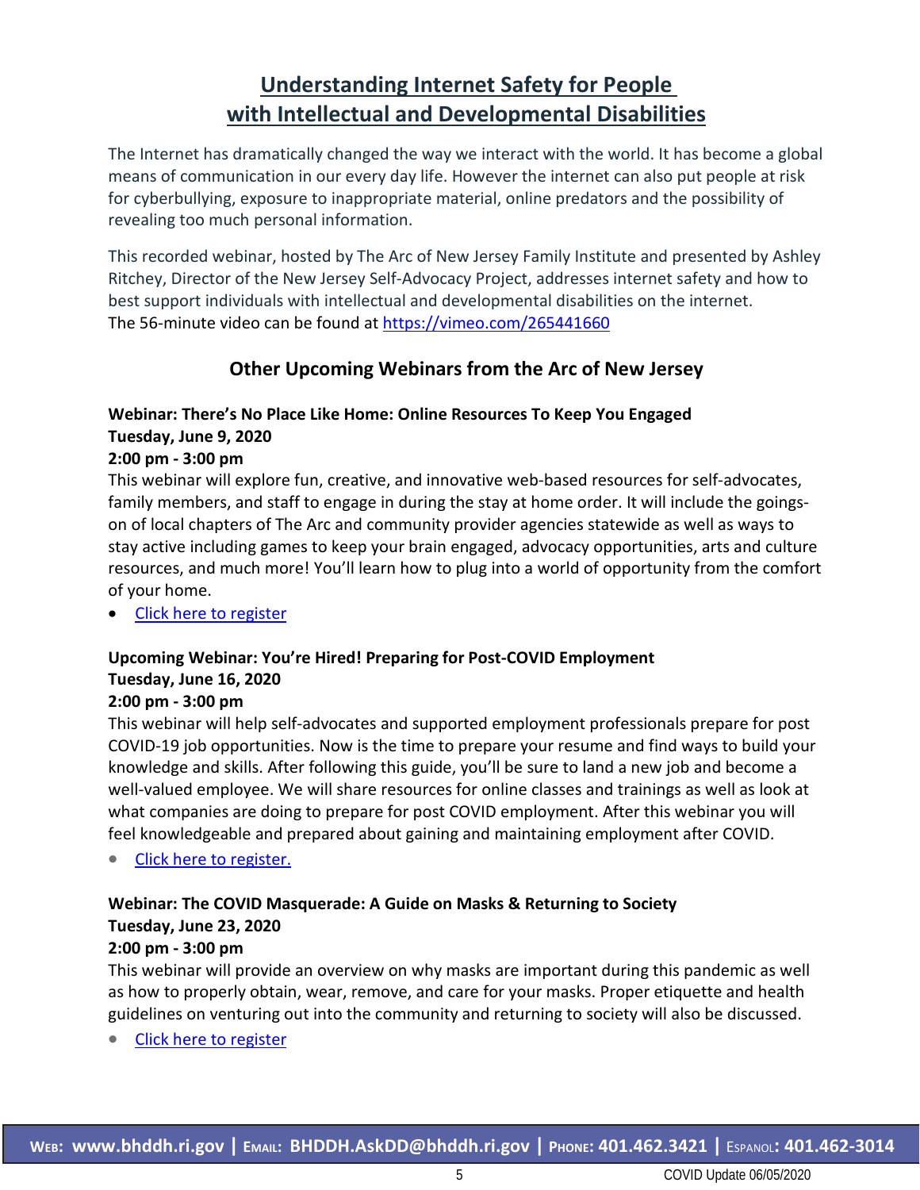# Understanding Internet Safety for People with Intellectual and Developmental Disabilities

The Internet has dramatically changed the way we interact with the world. It has become a global means of communication in our every day life. However the internet can also put people at risk for cyberbullying, exposure to inappropriate material, online predators and the possibility of revealing too much personal information.

This recorded webinar, hosted by The Arc of New Jersey Family Institute and presented by Ashley Ritchey, Director of the New Jersey Self-Advocacy Project, addresses internet safety and how to best support individuals with intellectual and developmental disabilities on the internet. The 56-minute video can be found at https://vimeo.com/265441660

## Other Upcoming Webinars from the Arc of New Jersey

**Webinar: There's No Place Like Home: Online Resources To Keep You Engaged**
**Tuesday, June 9, 2020**
**2:00 pm - 3:00 pm**

This webinar will explore fun, creative, and innovative web-based resources for self-advocates, family members, and staff to engage in during the stay at home order. It will include the goings-on of local chapters of The Arc and community provider agencies statewide as well as ways to stay active including games to keep your brain engaged, advocacy opportunities, arts and culture resources, and much more! You'll learn how to plug into a world of opportunity from the comfort of your home.

- Click here to register

**Upcoming Webinar: You're Hired! Preparing for Post-COVID Employment**
**Tuesday, June 16, 2020**
**2:00 pm - 3:00 pm**

This webinar will help self-advocates and supported employment professionals prepare for post COVID-19 job opportunities. Now is the time to prepare your resume and find ways to build your knowledge and skills. After following this guide, you'll be sure to land a new job and become a well-valued employee. We will share resources for online classes and trainings as well as look at what companies are doing to prepare for post COVID employment. After this webinar you will feel knowledgeable and prepared about gaining and maintaining employment after COVID.

- Click here to register.

**Webinar: The COVID Masquerade: A Guide on Masks & Returning to Society**
**Tuesday, June 23, 2020**
**2:00 pm - 3:00 pm**

This webinar will provide an overview on why masks are important during this pandemic as well as how to properly obtain, wear, remove, and care for your masks. Proper etiquette and health guidelines on venturing out into the community and returning to society will also be discussed.

- Click here to register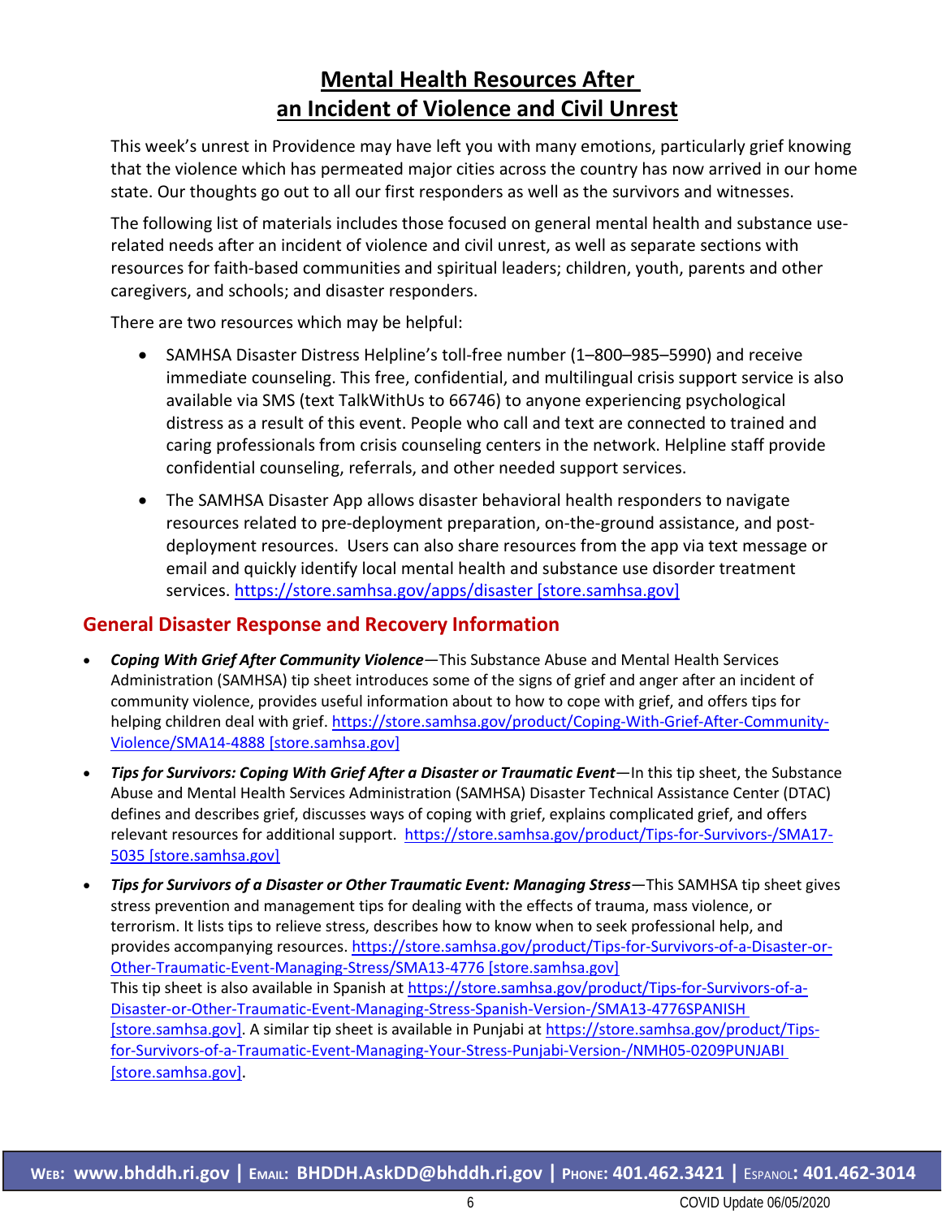## Mental Health Resources After an Incident of Violence and Civil Unrest

This week's unrest in Providence may have left you with many emotions, particularly grief knowing that the violence which has permeated major cities across the country has now arrived in our home state. Our thoughts go out to all our first responders as well as the survivors and witnesses.

The following list of materials includes those focused on general mental health and substance use-related needs after an incident of violence and civil unrest, as well as separate sections with resources for faith-based communities and spiritual leaders; children, youth, parents and other caregivers, and schools; and disaster responders.

There are two resources which may be helpful:

- SAMHSA Disaster Distress Helpline's toll-free number (1–800–985–5990) and receive immediate counseling. This free, confidential, and multilingual crisis support service is also available via SMS (text TalkWithUs to 66746) to anyone experiencing psychological distress as a result of this event. People who call and text are connected to trained and caring professionals from crisis counseling centers in the network. Helpline staff provide confidential counseling, referrals, and other needed support services.
- The SAMHSA Disaster App allows disaster behavioral health responders to navigate resources related to pre-deployment preparation, on-the-ground assistance, and post-deployment resources. Users can also share resources from the app via text message or email and quickly identify local mental health and substance use disorder treatment services. https://store.samhsa.gov/apps/disaster [store.samhsa.gov]

### General Disaster Response and Recovery Information

- ***Coping With Grief After Community Violence***—This Substance Abuse and Mental Health Services Administration (SAMHSA) tip sheet introduces some of the signs of grief and anger after an incident of community violence, provides useful information about to how to cope with grief, and offers tips for helping children deal with grief. https://store.samhsa.gov/product/Coping-With-Grief-After-Community-Violence/SMA14-4888 [store.samhsa.gov]
- ***Tips for Survivors: Coping With Grief After a Disaster or Traumatic Event***—In this tip sheet, the Substance Abuse and Mental Health Services Administration (SAMHSA) Disaster Technical Assistance Center (DTAC) defines and describes grief, discusses ways of coping with grief, explains complicated grief, and offers relevant resources for additional support. https://store.samhsa.gov/product/Tips-for-Survivors-/SMA17-5035 [store.samhsa.gov]
- ***Tips for Survivors of a Disaster or Other Traumatic Event: Managing Stress***—This SAMHSA tip sheet gives stress prevention and management tips for dealing with the effects of trauma, mass violence, or terrorism. It lists tips to relieve stress, describes how to know when to seek professional help, and provides accompanying resources. https://store.samhsa.gov/product/Tips-for-Survivors-of-a-Disaster-or-Other-Traumatic-Event-Managing-Stress/SMA13-4776 [store.samhsa.gov]
  This tip sheet is also available in Spanish at https://store.samhsa.gov/product/Tips-for-Survivors-of-a-Disaster-or-Other-Traumatic-Event-Managing-Stress-Spanish-Version-/SMA13-4776SPANISH [store.samhsa.gov]. A similar tip sheet is available in Punjabi at https://store.samhsa.gov/product/Tips-for-Survivors-of-a-Traumatic-Event-Managing-Your-Stress-Punjabi-Version-/NMH05-0209PUNJABI [store.samhsa.gov].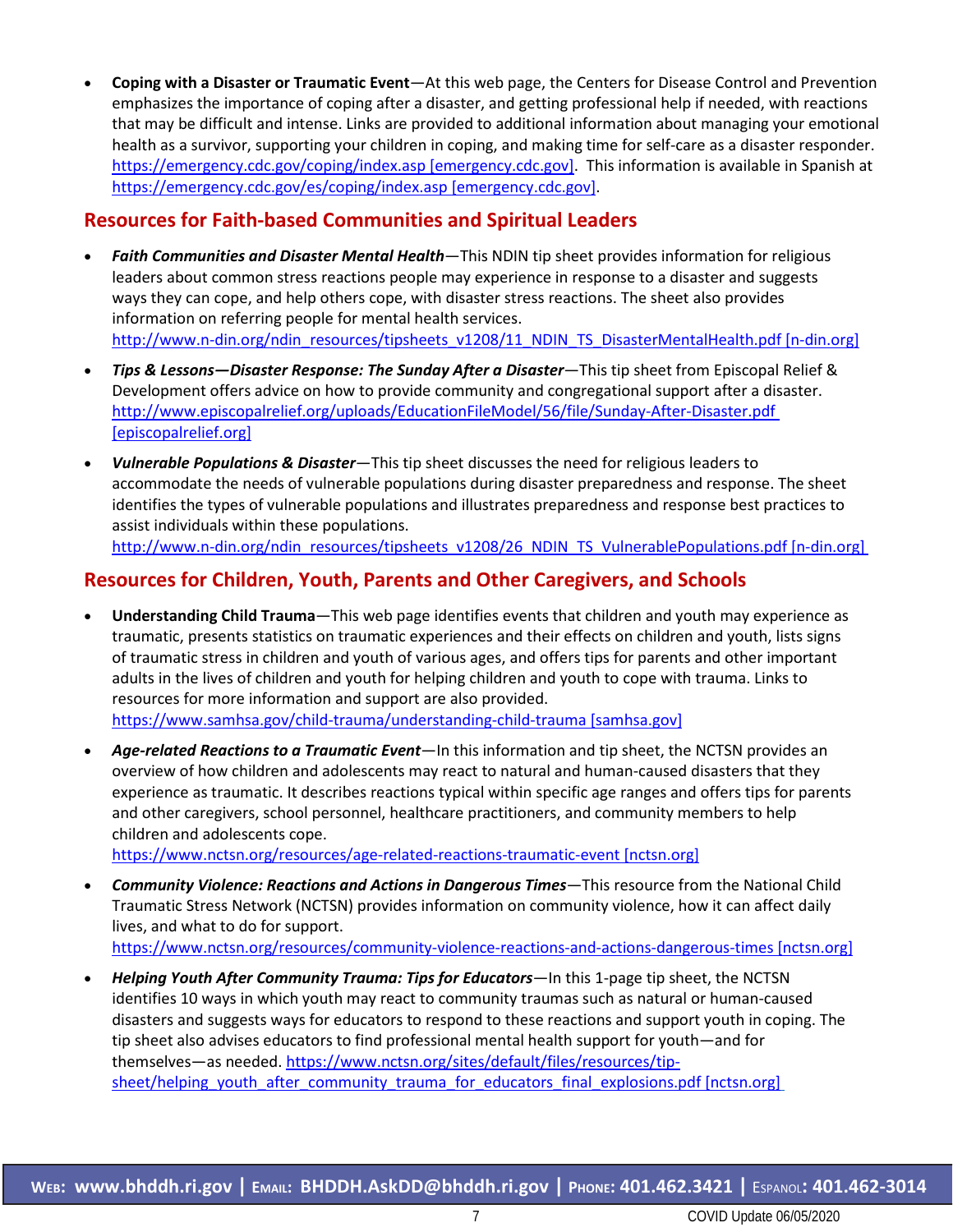- **Coping with a Disaster or Traumatic Event**—At this web page, the Centers for Disease Control and Prevention emphasizes the importance of coping after a disaster, and getting professional help if needed, with reactions that may be difficult and intense. Links are provided to additional information about managing your emotional health as a survivor, supporting your children in coping, and making time for self-care as a disaster responder. https://emergency.cdc.gov/coping/index.asp [emergency.cdc.gov]. This information is available in Spanish at https://emergency.cdc.gov/es/coping/index.asp [emergency.cdc.gov].

## Resources for Faith-based Communities and Spiritual Leaders

- ***Faith Communities and Disaster Mental Health***—This NDIN tip sheet provides information for religious leaders about common stress reactions people may experience in response to a disaster and suggests ways they can cope, and help others cope, with disaster stress reactions. The sheet also provides information on referring people for mental health services. http://www.n-din.org/ndin_resources/tipsheets_v1208/11_NDIN_TS_DisasterMentalHealth.pdf [n-din.org]
- ***Tips & Lessons—Disaster Response: The Sunday After a Disaster***—This tip sheet from Episcopal Relief & Development offers advice on how to provide community and congregational support after a disaster. http://www.episcopalrelief.org/uploads/EducationFileModel/56/file/Sunday-After-Disaster.pdf [episcopalrelief.org]
- ***Vulnerable Populations & Disaster***—This tip sheet discusses the need for religious leaders to accommodate the needs of vulnerable populations during disaster preparedness and response. The sheet identifies the types of vulnerable populations and illustrates preparedness and response best practices to assist individuals within these populations. http://www.n-din.org/ndin_resources/tipsheets_v1208/26_NDIN_TS_VulnerablePopulations.pdf [n-din.org]

## Resources for Children, Youth, Parents and Other Caregivers, and Schools

- **Understanding Child Trauma**—This web page identifies events that children and youth may experience as traumatic, presents statistics on traumatic experiences and their effects on children and youth, lists signs of traumatic stress in children and youth of various ages, and offers tips for parents and other important adults in the lives of children and youth for helping children and youth to cope with trauma. Links to resources for more information and support are also provided. https://www.samhsa.gov/child-trauma/understanding-child-trauma [samhsa.gov]
- ***Age-related Reactions to a Traumatic Event***—In this information and tip sheet, the NCTSN provides an overview of how children and adolescents may react to natural and human-caused disasters that they experience as traumatic. It describes reactions typical within specific age ranges and offers tips for parents and other caregivers, school personnel, healthcare practitioners, and community members to help children and adolescents cope. https://www.nctsn.org/resources/age-related-reactions-traumatic-event [nctsn.org]
- ***Community Violence: Reactions and Actions in Dangerous Times***—This resource from the National Child Traumatic Stress Network (NCTSN) provides information on community violence, how it can affect daily lives, and what to do for support. https://www.nctsn.org/resources/community-violence-reactions-and-actions-dangerous-times [nctsn.org]
- ***Helping Youth After Community Trauma: Tips for Educators***—In this 1-page tip sheet, the NCTSN identifies 10 ways in which youth may react to community traumas such as natural or human-caused disasters and suggests ways for educators to respond to these reactions and support youth in coping. The tip sheet also advises educators to find professional mental health support for youth—and for themselves—as needed. https://www.nctsn.org/sites/default/files/resources/tip-sheet/helping_youth_after_community_trauma_for_educators_final_explosions.pdf [nctsn.org]

**WEB: www.bhddh.ri.gov | EMAIL: BHDDH.AskDD@bhddh.ri.gov | PHONE: 401.462.3421 | ESPANOL: 401.462-3014**

COVID Update 06/05/2020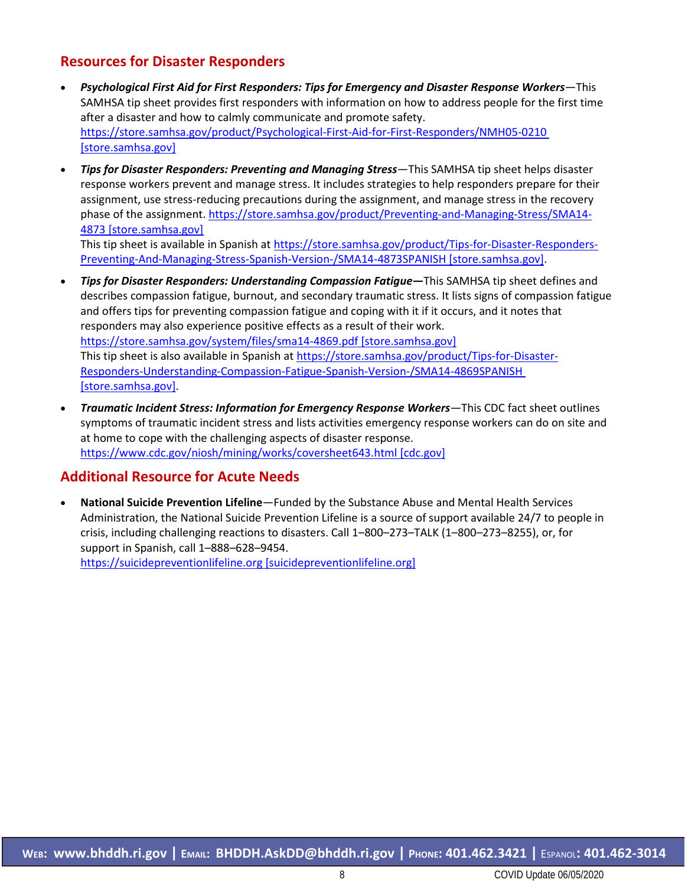## Resources for Disaster Responders

- ***Psychological First Aid for First Responders: Tips for Emergency and Disaster Response Workers***—This SAMHSA tip sheet provides first responders with information on how to address people for the first time after a disaster and how to calmly communicate and promote safety. https://store.samhsa.gov/product/Psychological-First-Aid-for-First-Responders/NMH05-0210 [store.samhsa.gov]
- ***Tips for Disaster Responders: Preventing and Managing Stress***—This SAMHSA tip sheet helps disaster response workers prevent and manage stress. It includes strategies to help responders prepare for their assignment, use stress-reducing precautions during the assignment, and manage stress in the recovery phase of the assignment. https://store.samhsa.gov/product/Preventing-and-Managing-Stress/SMA14-4873 [store.samhsa.gov]
  This tip sheet is available in Spanish at https://store.samhsa.gov/product/Tips-for-Disaster-Responders-Preventing-And-Managing-Stress-Spanish-Version-/SMA14-4873SPANISH [store.samhsa.gov].
- ***Tips for Disaster Responders: Understanding Compassion Fatigue***—This SAMHSA tip sheet defines and describes compassion fatigue, burnout, and secondary traumatic stress. It lists signs of compassion fatigue and offers tips for preventing compassion fatigue and coping with it if it occurs, and it notes that responders may also experience positive effects as a result of their work. https://store.samhsa.gov/system/files/sma14-4869.pdf [store.samhsa.gov]
  This tip sheet is also available in Spanish at https://store.samhsa.gov/product/Tips-for-Disaster-Responders-Understanding-Compassion-Fatigue-Spanish-Version-/SMA14-4869SPANISH [store.samhsa.gov].
- ***Traumatic Incident Stress: Information for Emergency Response Workers***—This CDC fact sheet outlines symptoms of traumatic incident stress and lists activities emergency response workers can do on site and at home to cope with the challenging aspects of disaster response. https://www.cdc.gov/niosh/mining/works/coversheet643.html [cdc.gov]

## Additional Resource for Acute Needs

- **National Suicide Prevention Lifeline**—Funded by the Substance Abuse and Mental Health Services Administration, the National Suicide Prevention Lifeline is a source of support available 24/7 to people in crisis, including challenging reactions to disasters. Call 1–800–273–TALK (1–800–273–8255), or, for support in Spanish, call 1–888–628–9454. https://suicidepreventionlifeline.org [suicidepreventionlifeline.org]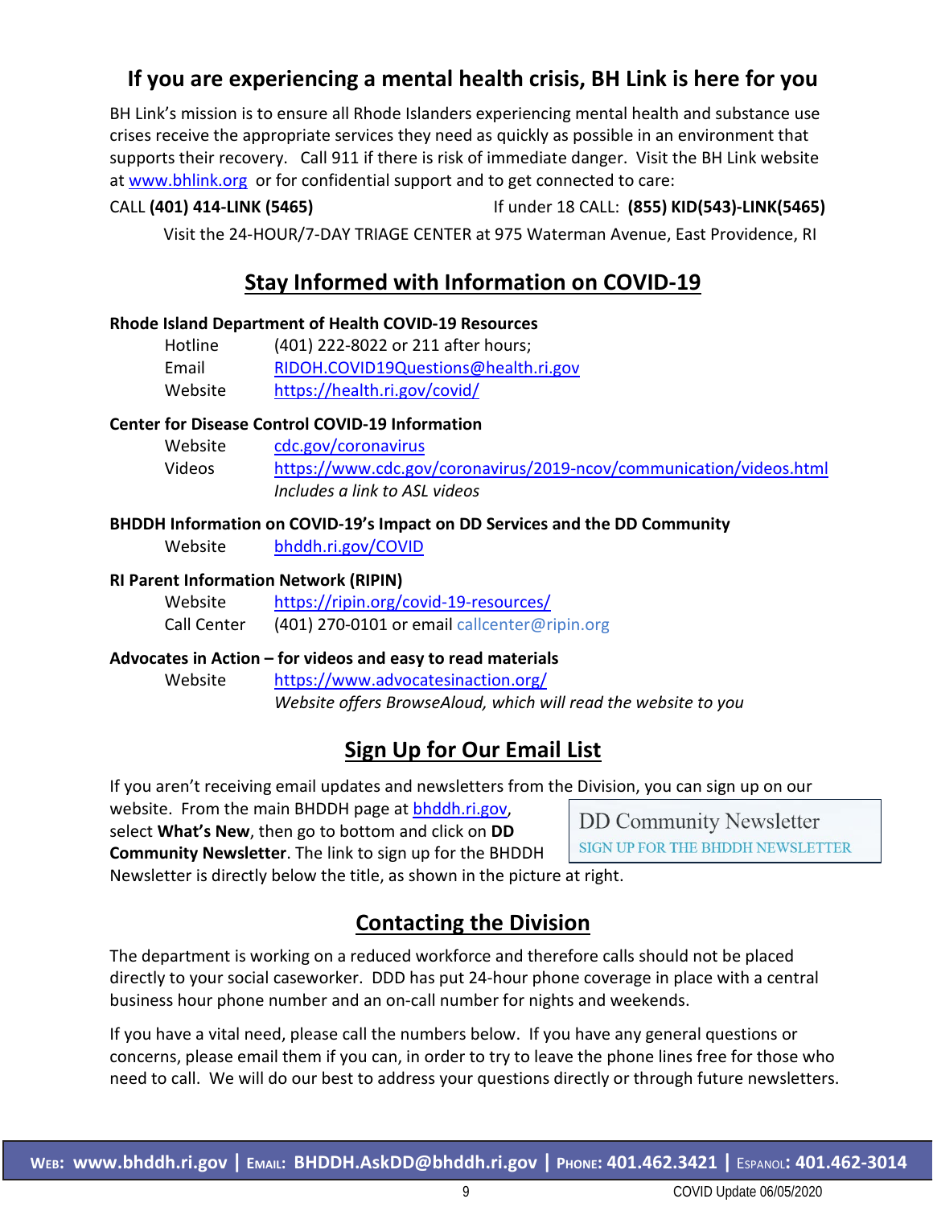## If you are experiencing a mental health crisis, BH Link is here for you

BH Link's mission is to ensure all Rhode Islanders experiencing mental health and substance use crises receive the appropriate services they need as quickly as possible in an environment that supports their recovery. Call 911 if there is risk of immediate danger. Visit the BH Link website at www.bhlink.org or for confidential support and to get connected to care:

CALL **(401) 414-LINK (5465)** If under 18 CALL: **(855) KID(543)-LINK(5465)**

Visit the 24-HOUR/7-DAY TRIAGE CENTER at 975 Waterman Avenue, East Providence, RI

## Stay Informed with Information on COVID-19

**Rhode Island Department of Health COVID-19 Resources**

| | |
|---|---|
| Hotline | (401) 222-8022 or 211 after hours; |
| Email | RIDOH.COVID19Questions@health.ri.gov |
| Website | https://health.ri.gov/covid/ |

**Center for Disease Control COVID-19 Information**

| | |
|---|---|
| Website | cdc.gov/coronavirus |
| Videos | https://www.cdc.gov/coronavirus/2019-ncov/communication/videos.html *Includes a link to ASL videos* |

**BHDDH Information on COVID-19's Impact on DD Services and the DD Community**

| | |
|---|---|
| Website | bhddh.ri.gov/COVID |

**RI Parent Information Network (RIPIN)**

| | |
|---|---|
| Website | https://ripin.org/covid-19-resources/ |
| Call Center | (401) 270-0101 or email callcenter@ripin.org |

**Advocates in Action – for videos and easy to read materials**

| | |
|---|---|
| Website | https://www.advocatesinaction.org/ *Website offers BrowseAloud, which will read the website to you* |

## Sign Up for Our Email List

If you aren't receiving email updates and newsletters from the Division, you can sign up on our website. From the main BHDDH page at bhddh.ri.gov, select **What's New**, then go to bottom and click on **DD Community Newsletter**. The link to sign up for the BHDDH Newsletter is directly below the title, as shown in the picture at right.

> DD Community Newsletter
> SIGN UP FOR THE BHDDH NEWSLETTER

## Contacting the Division

The department is working on a reduced workforce and therefore calls should not be placed directly to your social caseworker. DDD has put 24-hour phone coverage in place with a central business hour phone number and an on-call number for nights and weekends.

If you have a vital need, please call the numbers below. If you have any general questions or concerns, please email them if you can, in order to try to leave the phone lines free for those who need to call. We will do our best to address your questions directly or through future newsletters.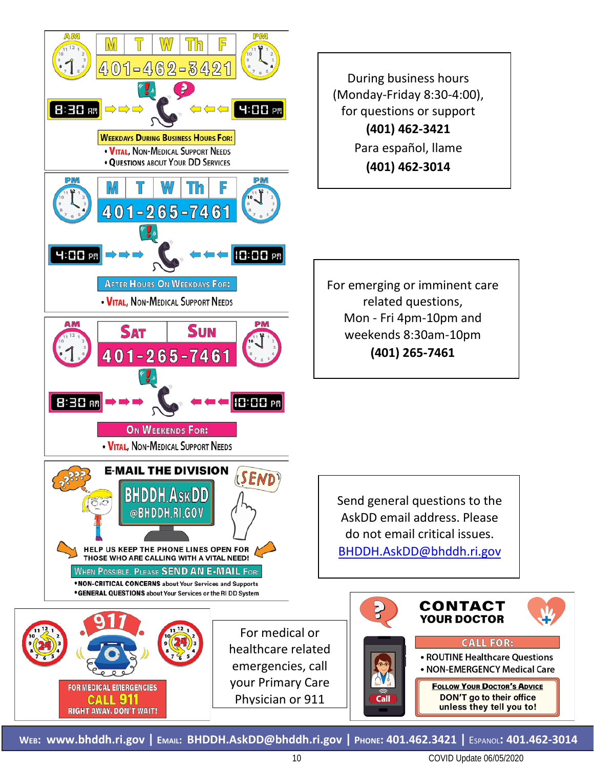AM | M | T | W | Th | F | PM

401-462-3421

8:30 AM → 4:00 PM

WEEKDAYS DURING BUSINESS HOURS FOR:

- VITAL, NON-MEDICAL SUPPORT NEEDS
- QUESTIONS ABOUT YOUR DD SERVICES

During business hours (Monday-Friday 8:30-4:00), for questions or support

**(401) 462-3421**

Para español, llame

**(401) 462-3014**

PM | M | T | W | Th | F | PM

401-265-7461

4:00 PM → 10:00 PM

AFTER HOURS ON WEEKDAYS FOR:

- VITAL, NON-MEDICAL SUPPORT NEEDS

AM | SAT | SUN | PM

401-265-7461

8:30 AM → 10:00 PM

ON WEEKENDS FOR:

- VITAL, NON-MEDICAL SUPPORT NEEDS

For emerging or imminent care related questions, Mon - Fri 4pm-10pm and weekends 8:30am-10pm

**(401) 265-7461**

E-MAIL THE DIVISION

SEND

BHDDH.ASKDD @BHDDH.RI.GOV

HELP US KEEP THE PHONE LINES OPEN FOR THOSE WHO ARE CALLING WITH A VITAL NEED!

WHEN POSSIBLE, PLEASE SEND AN E-MAIL FOR:

- **NON-CRITICAL CONCERNS** about Your Services and Supports
- **GENERAL QUESTIONS** about Your Services or the RI DD System

Send general questions to the AskDD email address. Please do not email critical issues.

BHDDH.AskDD@bhddh.ri.gov

911

FOR MEDICAL EMERGENCIES

CALL 911

RIGHT AWAY. DON'T WAIT!

For medical or healthcare related emergencies, call your Primary Care Physician or 911

CONTACT YOUR DOCTOR

CALL FOR:

- ROUTINE Healthcare Questions
- NON-EMERGENCY Medical Care

FOLLOW YOUR DOCTOR'S ADVICE

DON'T go to their office unless they tell you to!

Call

**WEB:** www.bhddh.ri.gov | **EMAIL:** BHDDH.AskDD@bhddh.ri.gov | **PHONE:** 401.462.3421 | **ESPANOL:** 401.462-3014

COVID Update 06/05/2020